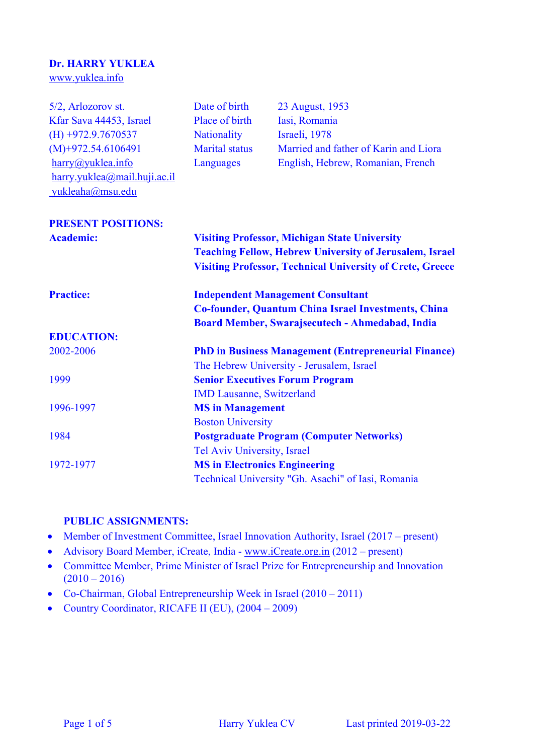**Dr. HARRY YUKLEA**
www.yuklea.info

| | | |
|---|---|---|
| 5/2, Arlozorov st. | Date of birth | 23 August, 1953 |
| Kfar Sava 44453, Israel | Place of birth | Iasi, Romania |
| (H) +972.9.7670537 | Nationality | Israeli, 1978 |
| (M)+972.54.6106491 | Marital status | Married and father of Karin and Liora |
| harry@yuklea.info | Languages | English, Hebrew, Romanian, French |
| harry.yuklea@mail.huji.ac.il | | |
| yukleaha@msu.edu | | |

## PRESENT POSITIONS:

**Academic:**

**Visiting Professor, Michigan State University**
**Teaching Fellow, Hebrew University of Jerusalem, Israel**
**Visiting Professor, Technical University of Crete, Greece**

**Practice:**

**Independent Management Consultant**
**Co-founder, Quantum China Israel Investments, China**
**Board Member, Swarajsecutech - Ahmedabad, India**

## EDUCATION:

| | |
|---|---|
| 2002-2006 | **PhD in Business Management (Entrepreneurial Finance)**<br>The Hebrew University - Jerusalem, Israel |
| 1999 | **Senior Executives Forum Program**<br>IMD Lausanne, Switzerland |
| 1996-1997 | **MS in Management**<br>Boston University |
| 1984 | **Postgraduate Program (Computer Networks)**<br>Tel Aviv University, Israel |
| 1972-1977 | **MS in Electronics Engineering**<br>Technical University "Gh. Asachi" of Iasi, Romania |

## PUBLIC ASSIGNMENTS:

- Member of Investment Committee, Israel Innovation Authority, Israel (2017 – present)
- Advisory Board Member, iCreate, India - www.iCreate.org.in (2012 – present)
- Committee Member, Prime Minister of Israel Prize for Entrepreneurship and Innovation (2010 – 2016)
- Co-Chairman, Global Entrepreneurship Week in Israel (2010 – 2011)
- Country Coordinator, RICAFE II (EU), (2004 – 2009)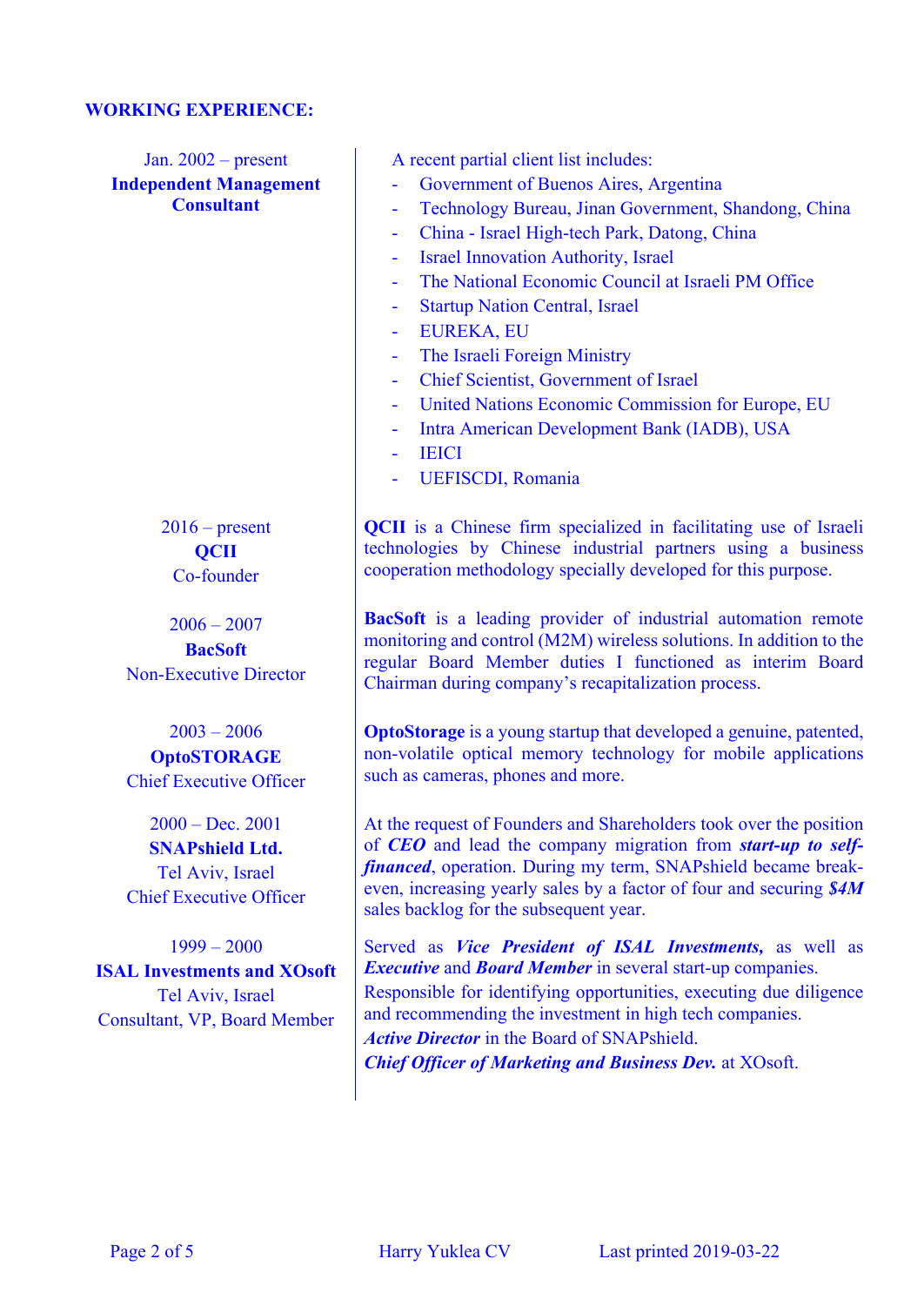## WORKING EXPERIENCE:

**Jan. 2002 – present**
**Independent Management Consultant**

A recent partial client list includes:

- Government of Buenos Aires, Argentina
- Technology Bureau, Jinan Government, Shandong, China
- China - Israel High-tech Park, Datong, China
- Israel Innovation Authority, Israel
- The National Economic Council at Israeli PM Office
- Startup Nation Central, Israel
- EUREKA, EU
- The Israeli Foreign Ministry
- Chief Scientist, Government of Israel
- United Nations Economic Commission for Europe, EU
- Intra American Development Bank (IADB), USA
- IEICI
- UEFISCDI, Romania

**2016 – present**
**QCII**
Co-founder

**QCII** is a Chinese firm specialized in facilitating use of Israeli technologies by Chinese industrial partners using a business cooperation methodology specially developed for this purpose.

**2006 – 2007**
**BacSoft**
Non-Executive Director

**BacSoft** is a leading provider of industrial automation remote monitoring and control (M2M) wireless solutions. In addition to the regular Board Member duties I functioned as interim Board Chairman during company's recapitalization process.

**2003 – 2006**
**OptoSTORAGE**
Chief Executive Officer

**OptoStorage** is a young startup that developed a genuine, patented, non-volatile optical memory technology for mobile applications such as cameras, phones and more.

**2000 – Dec. 2001**
**SNAPshield Ltd.**
Tel Aviv, Israel
Chief Executive Officer

At the request of Founders and Shareholders took over the position of ***CEO*** and lead the company migration from ***start-up to self-financed***, operation. During my term, SNAPshield became break-even, increasing yearly sales by a factor of four and securing ***$4M*** sales backlog for the subsequent year.

**1999 – 2000**
**ISAL Investments and XOsoft**
Tel Aviv, Israel
Consultant, VP, Board Member

Served as ***Vice President of ISAL Investments,*** as well as ***Executive*** and ***Board Member*** in several start-up companies.
Responsible for identifying opportunities, executing due diligence and recommending the investment in high tech companies.
***Active Director*** in the Board of SNAPshield.
***Chief Officer of Marketing and Business Dev.*** at XOsoft.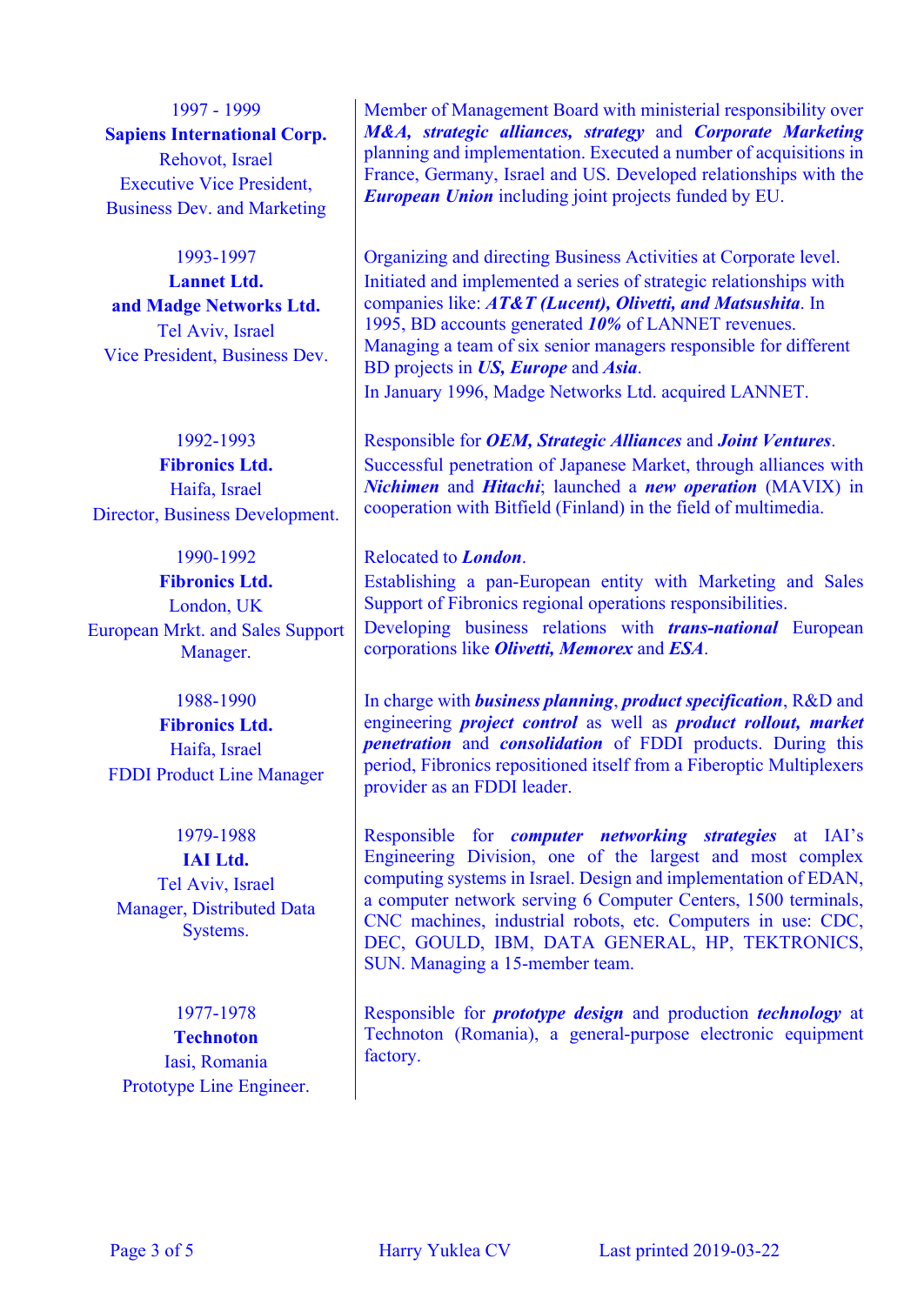| | |
|---|---|
| 1997 - 1999<br>**Sapiens International Corp.**<br>Rehovot, Israel<br>Executive Vice President, Business Dev. and Marketing | Member of Management Board with ministerial responsibility over ***M&A, strategic alliances, strategy*** and ***Corporate Marketing*** planning and implementation. Executed a number of acquisitions in France, Germany, Israel and US. Developed relationships with the ***European Union*** including joint projects funded by EU. |
| 1993-1997<br>**Lannet Ltd. and Madge Networks Ltd.**<br>Tel Aviv, Israel<br>Vice President, Business Dev. | Organizing and directing Business Activities at Corporate level.<br>Initiated and implemented a series of strategic relationships with companies like: ***AT&T (Lucent), Olivetti, and Matsushita***. In 1995, BD accounts generated ***10%*** of LANNET revenues.<br>Managing a team of six senior managers responsible for different BD projects in ***US, Europe*** and ***Asia***.<br>In January 1996, Madge Networks Ltd. acquired LANNET. |
| 1992-1993<br>**Fibronics Ltd.**<br>Haifa, Israel<br>Director, Business Development. | Responsible for ***OEM, Strategic Alliances*** and ***Joint Ventures***.<br>Successful penetration of Japanese Market, through alliances with ***Nichimen*** and ***Hitachi***; launched a ***new operation*** (MAVIX) in cooperation with Bitfield (Finland) in the field of multimedia. |
| 1990-1992<br>**Fibronics Ltd.**<br>London, UK<br>European Mrkt. and Sales Support Manager. | Relocated to ***London***.<br>Establishing a pan-European entity with Marketing and Sales Support of Fibronics regional operations responsibilities.<br>Developing business relations with ***trans-national*** European corporations like ***Olivetti, Memorex*** and ***ESA***. |
| 1988-1990<br>**Fibronics Ltd.**<br>Haifa, Israel<br>FDDI Product Line Manager | In charge with ***business planning***, ***product specification***, R&D and engineering ***project control*** as well as ***product rollout, market penetration*** and ***consolidation*** of FDDI products. During this period, Fibronics repositioned itself from a Fiberoptic Multiplexers provider as an FDDI leader. |
| 1979-1988<br>**IAI Ltd.**<br>Tel Aviv, Israel<br>Manager, Distributed Data Systems. | Responsible for ***computer networking strategies*** at IAI's Engineering Division, one of the largest and most complex computing systems in Israel. Design and implementation of EDAN, a computer network serving 6 Computer Centers, 1500 terminals, CNC machines, industrial robots, etc. Computers in use: CDC, DEC, GOULD, IBM, DATA GENERAL, HP, TEKTRONICS, SUN. Managing a 15-member team. |
| 1977-1978<br>**Technoton**<br>Iasi, Romania<br>Prototype Line Engineer. | Responsible for ***prototype design*** and production ***technology*** at Technoton (Romania), a general-purpose electronic equipment factory. |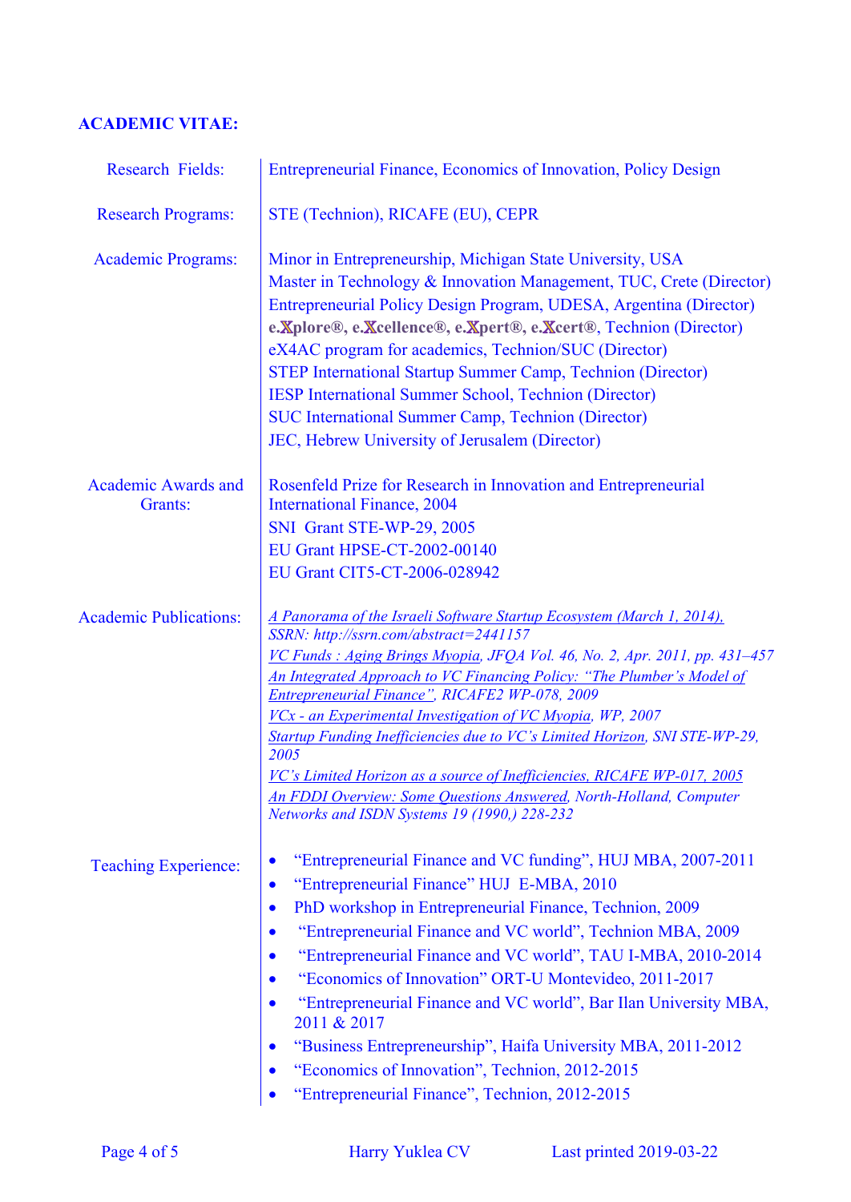**ACADEMIC VITAE:**

| | |
|---|---|
| Research Fields: | Entrepreneurial Finance, Economics of Innovation, Policy Design |
| Research Programs: | STE (Technion), RICAFE (EU), CEPR |
| Academic Programs: | Minor in Entrepreneurship, Michigan State University, USA<br>Master in Technology & Innovation Management, TUC, Crete (Director)<br>Entrepreneurial Policy Design Program, UDESA, Argentina (Director)<br>**e.Xplore®, e.Xcellence®, e.Xpert®, e.Xcert®**, Technion (Director)<br>eX4AC program for academics, Technion/SUC (Director)<br>STEP International Startup Summer Camp, Technion (Director)<br>IESP International Summer School, Technion (Director)<br>SUC International Summer Camp, Technion (Director)<br>JEC, Hebrew University of Jerusalem (Director) |
| Academic Awards and Grants: | Rosenfeld Prize for Research in Innovation and Entrepreneurial International Finance, 2004<br>SNI Grant STE-WP-29, 2005<br>EU Grant HPSE-CT-2002-00140<br>EU Grant CIT5-CT-2006-028942 |
| Academic Publications: | *A Panorama of the Israeli Software Startup Ecosystem (March 1, 2014), SSRN: http://ssrn.com/abstract=2441157*<br>*VC Funds : Aging Brings Myopia, JFQA Vol. 46, No. 2, Apr. 2011, pp. 431–457*<br>*An Integrated Approach to VC Financing Policy: "The Plumber's Model of Entrepreneurial Finance", RICAFE2 WP-078, 2009*<br>*VCx - an Experimental Investigation of VC Myopia, WP, 2007*<br>*Startup Funding Inefficiencies due to VC's Limited Horizon, SNI STE-WP-29, 2005*<br>*VC's Limited Horizon as a source of Inefficiencies, RICAFE WP-017, 2005*<br>*An FDDI Overview: Some Questions Answered, North-Holland, Computer Networks and ISDN Systems 19 (1990,) 228-232* |
| Teaching Experience: | • "Entrepreneurial Finance and VC funding", HUJ MBA, 2007-2011<br>• "Entrepreneurial Finance" HUJ E-MBA, 2010<br>• PhD workshop in Entrepreneurial Finance, Technion, 2009<br>• "Entrepreneurial Finance and VC world", Technion MBA, 2009<br>• "Entrepreneurial Finance and VC world", TAU I-MBA, 2010-2014<br>• "Economics of Innovation" ORT-U Montevideo, 2011-2017<br>• "Entrepreneurial Finance and VC world", Bar Ilan University MBA, 2011 & 2017<br>• "Business Entrepreneurship", Haifa University MBA, 2011-2012<br>• "Economics of Innovation", Technion, 2012-2015<br>• "Entrepreneurial Finance", Technion, 2012-2015 |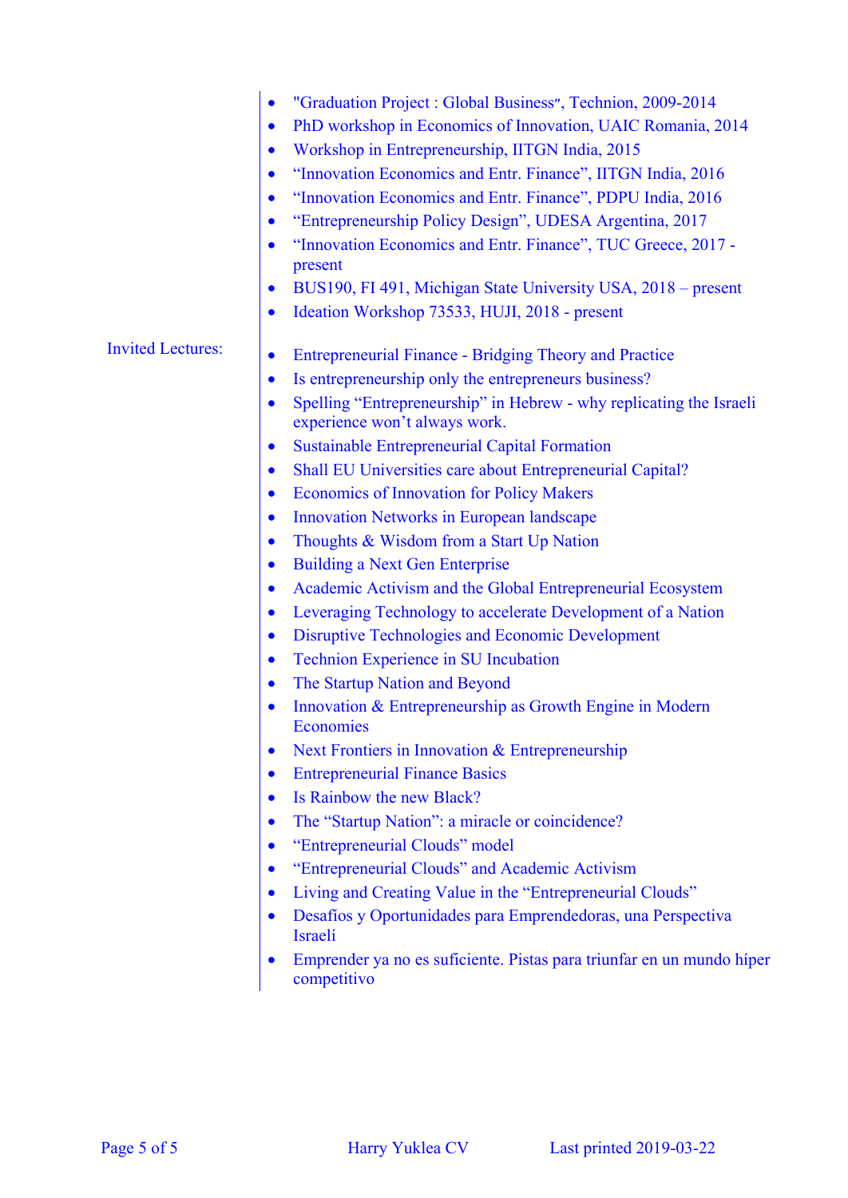- "Graduation Project : Global Business", Technion, 2009-2014
- PhD workshop in Economics of Innovation, UAIC Romania, 2014
- Workshop in Entrepreneurship, IITGN India, 2015
- "Innovation Economics and Entr. Finance", IITGN India, 2016
- "Innovation Economics and Entr. Finance", PDPU India, 2016
- "Entrepreneurship Policy Design", UDESA Argentina, 2017
- "Innovation Economics and Entr. Finance", TUC Greece, 2017 - present
- BUS190, FI 491, Michigan State University USA, 2018 – present
- Ideation Workshop 73533, HUJI, 2018 - present

Invited Lectures:

- Entrepreneurial Finance - Bridging Theory and Practice
- Is entrepreneurship only the entrepreneurs business?
- Spelling "Entrepreneurship" in Hebrew - why replicating the Israeli experience won't always work.
- Sustainable Entrepreneurial Capital Formation
- Shall EU Universities care about Entrepreneurial Capital?
- Economics of Innovation for Policy Makers
- Innovation Networks in European landscape
- Thoughts & Wisdom from a Start Up Nation
- Building a Next Gen Enterprise
- Academic Activism and the Global Entrepreneurial Ecosystem
- Leveraging Technology to accelerate Development of a Nation
- Disruptive Technologies and Economic Development
- Technion Experience in SU Incubation
- The Startup Nation and Beyond
- Innovation & Entrepreneurship as Growth Engine in Modern Economies
- Next Frontiers in Innovation & Entrepreneurship
- Entrepreneurial Finance Basics
- Is Rainbow the new Black?
- The "Startup Nation": a miracle or coincidence?
- "Entrepreneurial Clouds" model
- "Entrepreneurial Clouds" and Academic Activism
- Living and Creating Value in the "Entrepreneurial Clouds"
- Desafíos y Oportunidades para Emprendedoras, una Perspectiva Israelí
- Emprender ya no es suficiente. Pistas para triunfar en un mundo híper competitivo